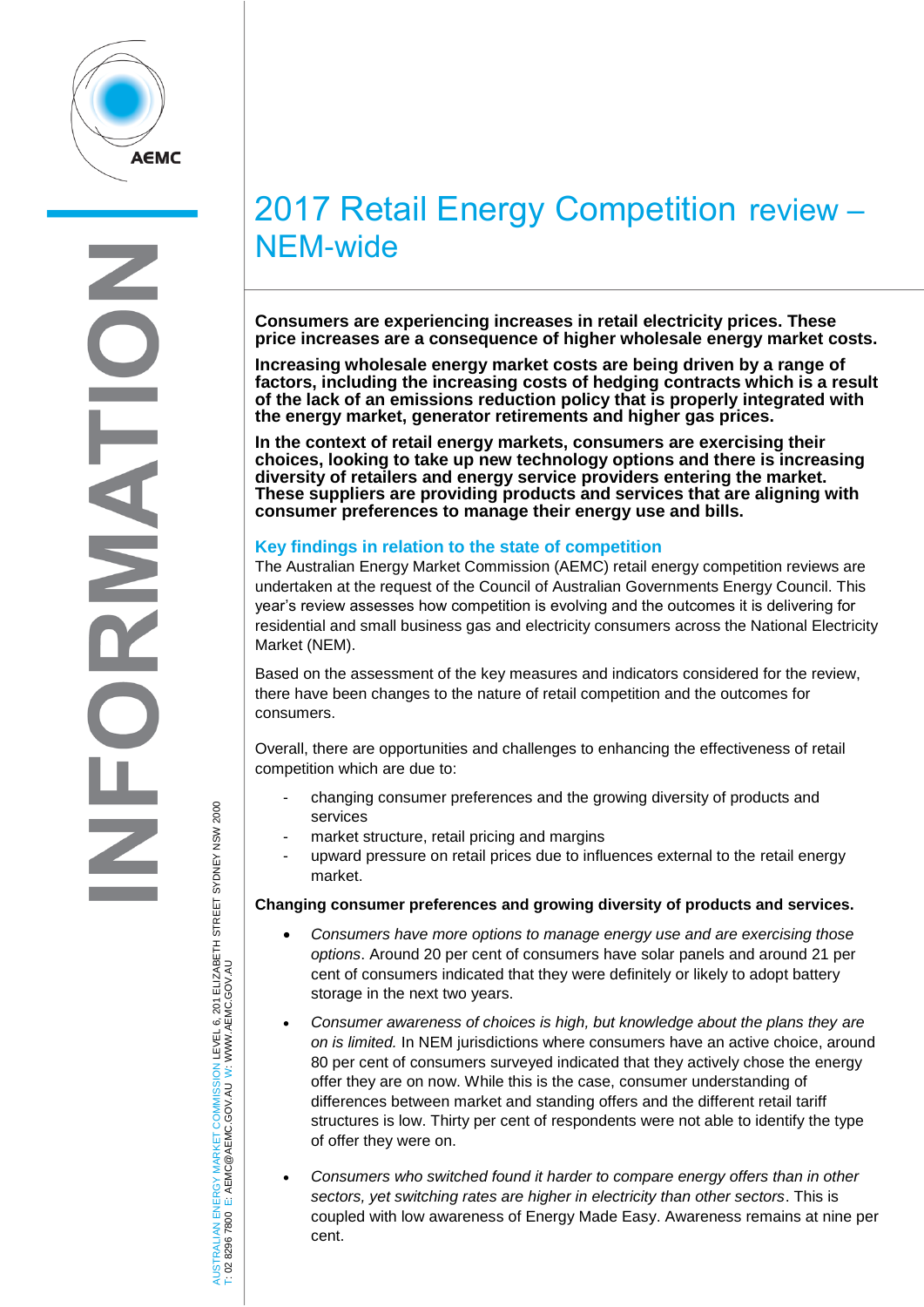# 2017 Retail Energy Competition review – NEM-wide

**Consumers are experiencing increases in retail electricity prices. These price increases are a consequence of higher wholesale energy market costs.**

**Increasing wholesale energy market costs are being driven by a range of factors, including the increasing costs of hedging contracts which is a result of the lack of an emissions reduction policy that is properly integrated with the energy market, generator retirements and higher gas prices.**

**In the context of retail energy markets, consumers are exercising their choices, looking to take up new technology options and there is increasing diversity of retailers and energy service providers entering the market. These suppliers are providing products and services that are aligning with consumer preferences to manage their energy use and bills.**

## Key findings in relation to the state of competition

The Australian Energy Market Commission (AEMC) retail energy competition reviews are undertaken at the request of the Council of Australian Governments Energy Council. This year's review assesses how competition is evolving and the outcomes it is delivering for residential and small business gas and electricity consumers across the National Electricity Market (NEM).

Based on the assessment of the key measures and indicators considered for the review, there have been changes to the nature of retail competition and the outcomes for consumers.

Overall, there are opportunities and challenges to enhancing the effectiveness of retail competition which are due to:

- changing consumer preferences and the growing diversity of products and services
- market structure, retail pricing and margins
- upward pressure on retail prices due to influences external to the retail energy market.

**Changing consumer preferences and growing diversity of products and services.**

- *Consumers have more options to manage energy use and are exercising those options*. Around 20 per cent of consumers have solar panels and around 21 per cent of consumers indicated that they were definitely or likely to adopt battery storage in the next two years.
- *Consumer awareness of choices is high, but knowledge about the plans they are on is limited.* In NEM jurisdictions where consumers have an active choice, around 80 per cent of consumers surveyed indicated that they actively chose the energy offer they are on now. While this is the case, consumer understanding of differences between market and standing offers and the different retail tariff structures is low. Thirty per cent of respondents were not able to identify the type of offer they were on.
- *Consumers who switched found it harder to compare energy offers than in other sectors, yet switching rates are higher in electricity than other sectors*. This is coupled with low awareness of Energy Made Easy. Awareness remains at nine per cent.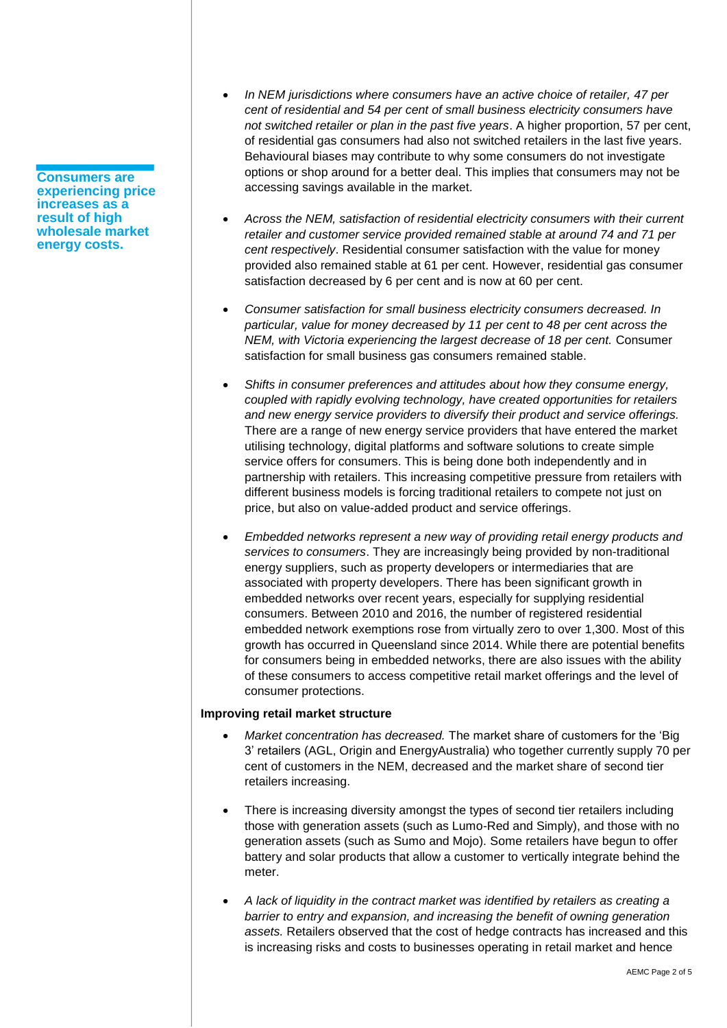**Consumers are experiencing price increases as a result of high wholesale market energy costs.**

- *In NEM jurisdictions where consumers have an active choice of retailer, 47 per cent of residential and 54 per cent of small business electricity consumers have not switched retailer or plan in the past five years*. A higher proportion, 57 per cent, of residential gas consumers had also not switched retailers in the last five years. Behavioural biases may contribute to why some consumers do not investigate options or shop around for a better deal. This implies that consumers may not be accessing savings available in the market.

- *Across the NEM, satisfaction of residential electricity consumers with their current retailer and customer service provided remained stable at around 74 and 71 per cent respectively*. Residential consumer satisfaction with the value for money provided also remained stable at 61 per cent. However, residential gas consumer satisfaction decreased by 6 per cent and is now at 60 per cent.

- *Consumer satisfaction for small business electricity consumers decreased. In particular, value for money decreased by 11 per cent to 48 per cent across the NEM, with Victoria experiencing the largest decrease of 18 per cent.* Consumer satisfaction for small business gas consumers remained stable.

- *Shifts in consumer preferences and attitudes about how they consume energy, coupled with rapidly evolving technology, have created opportunities for retailers and new energy service providers to diversify their product and service offerings.* There are a range of new energy service providers that have entered the market utilising technology, digital platforms and software solutions to create simple service offers for consumers. This is being done both independently and in partnership with retailers. This increasing competitive pressure from retailers with different business models is forcing traditional retailers to compete not just on price, but also on value-added product and service offerings.

- *Embedded networks represent a new way of providing retail energy products and services to consumers*. They are increasingly being provided by non-traditional energy suppliers, such as property developers or intermediaries that are associated with property developers. There has been significant growth in embedded networks over recent years, especially for supplying residential consumers. Between 2010 and 2016, the number of registered residential embedded network exemptions rose from virtually zero to over 1,300. Most of this growth has occurred in Queensland since 2014. While there are potential benefits for consumers being in embedded networks, there are also issues with the ability of these consumers to access competitive retail market offerings and the level of consumer protections.

**Improving retail market structure**

- *Market concentration has decreased.* The market share of customers for the 'Big 3' retailers (AGL, Origin and EnergyAustralia) who together currently supply 70 per cent of customers in the NEM, decreased and the market share of second tier retailers increasing.

- There is increasing diversity amongst the types of second tier retailers including those with generation assets (such as Lumo-Red and Simply), and those with no generation assets (such as Sumo and Mojo). Some retailers have begun to offer battery and solar products that allow a customer to vertically integrate behind the meter.

- *A lack of liquidity in the contract market was identified by retailers as creating a barrier to entry and expansion, and increasing the benefit of owning generation assets.* Retailers observed that the cost of hedge contracts has increased and this is increasing risks and costs to businesses operating in retail market and hence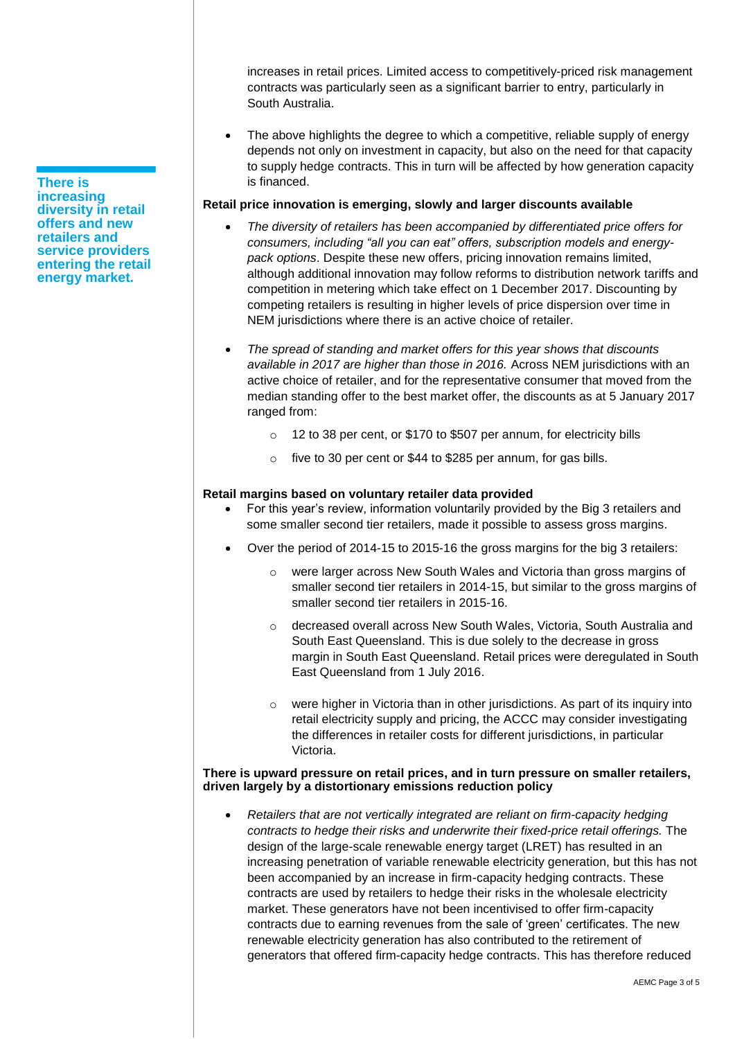increases in retail prices. Limited access to competitively-priced risk management contracts was particularly seen as a significant barrier to entry, particularly in South Australia.

- The above highlights the degree to which a competitive, reliable supply of energy depends not only on investment in capacity, but also on the need for that capacity to supply hedge contracts. This in turn will be affected by how generation capacity is financed.

**There is increasing diversity in retail offers and new retailers and service providers entering the retail energy market.**

**Retail price innovation is emerging, slowly and larger discounts available**

- *The diversity of retailers has been accompanied by differentiated price offers for consumers, including "all you can eat" offers, subscription models and energy-pack options*. Despite these new offers, pricing innovation remains limited, although additional innovation may follow reforms to distribution network tariffs and competition in metering which take effect on 1 December 2017. Discounting by competing retailers is resulting in higher levels of price dispersion over time in NEM jurisdictions where there is an active choice of retailer.

- *The spread of standing and market offers for this year shows that discounts available in 2017 are higher than those in 2016.* Across NEM jurisdictions with an active choice of retailer, and for the representative consumer that moved from the median standing offer to the best market offer, the discounts as at 5 January 2017 ranged from:
  - 12 to 38 per cent, or $170 to $507 per annum, for electricity bills
  - five to 30 per cent or $44 to $285 per annum, for gas bills.

**Retail margins based on voluntary retailer data provided**

- For this year's review, information voluntarily provided by the Big 3 retailers and some smaller second tier retailers, made it possible to assess gross margins.
- Over the period of 2014-15 to 2015-16 the gross margins for the big 3 retailers:
  - were larger across New South Wales and Victoria than gross margins of smaller second tier retailers in 2014-15, but similar to the gross margins of smaller second tier retailers in 2015-16.
  - decreased overall across New South Wales, Victoria, South Australia and South East Queensland. This is due solely to the decrease in gross margin in South East Queensland. Retail prices were deregulated in South East Queensland from 1 July 2016.
  - were higher in Victoria than in other jurisdictions. As part of its inquiry into retail electricity supply and pricing, the ACCC may consider investigating the differences in retailer costs for different jurisdictions, in particular Victoria.

**There is upward pressure on retail prices, and in turn pressure on smaller retailers, driven largely by a distortionary emissions reduction policy**

- *Retailers that are not vertically integrated are reliant on firm-capacity hedging contracts to hedge their risks and underwrite their fixed-price retail offerings.* The design of the large-scale renewable energy target (LRET) has resulted in an increasing penetration of variable renewable electricity generation, but this has not been accompanied by an increase in firm-capacity hedging contracts. These contracts are used by retailers to hedge their risks in the wholesale electricity market. These generators have not been incentivised to offer firm-capacity contracts due to earning revenues from the sale of 'green' certificates. The new renewable electricity generation has also contributed to the retirement of generators that offered firm-capacity hedge contracts. This has therefore reduced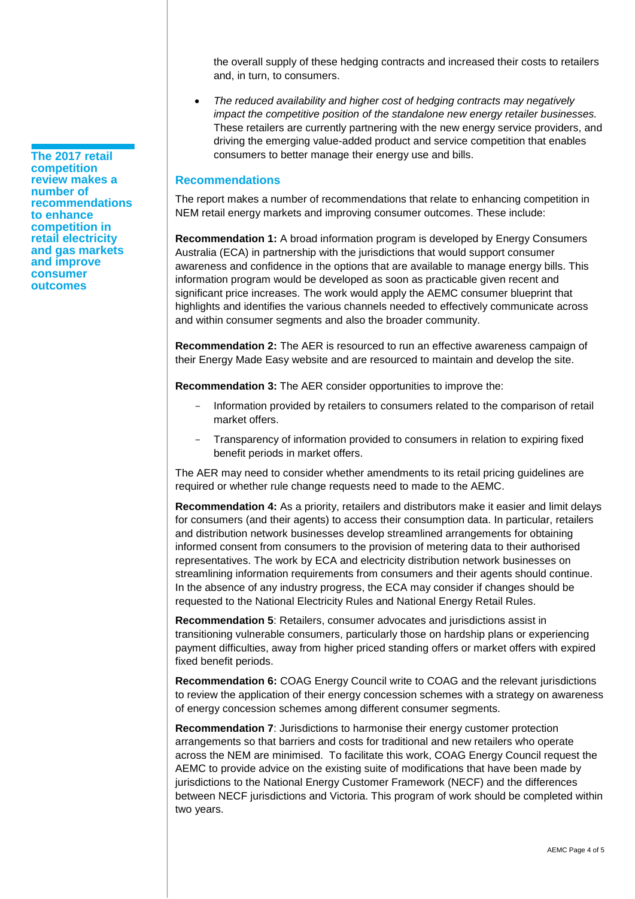the overall supply of these hedging contracts and increased their costs to retailers and, in turn, to consumers.

- *The reduced availability and higher cost of hedging contracts may negatively impact the competitive position of the standalone new energy retailer businesses.* These retailers are currently partnering with the new energy service providers, and driving the emerging value-added product and service competition that enables consumers to better manage their energy use and bills.

**The 2017 retail competition review makes a number of recommendations to enhance competition in retail electricity and gas markets and improve consumer outcomes**

## Recommendations

The report makes a number of recommendations that relate to enhancing competition in NEM retail energy markets and improving consumer outcomes. These include:

**Recommendation 1:** A broad information program is developed by Energy Consumers Australia (ECA) in partnership with the jurisdictions that would support consumer awareness and confidence in the options that are available to manage energy bills. This information program would be developed as soon as practicable given recent and significant price increases. The work would apply the AEMC consumer blueprint that highlights and identifies the various channels needed to effectively communicate across and within consumer segments and also the broader community.

**Recommendation 2:** The AER is resourced to run an effective awareness campaign of their Energy Made Easy website and are resourced to maintain and develop the site.

**Recommendation 3:** The AER consider opportunities to improve the:

- Information provided by retailers to consumers related to the comparison of retail market offers.
- Transparency of information provided to consumers in relation to expiring fixed benefit periods in market offers.

The AER may need to consider whether amendments to its retail pricing guidelines are required or whether rule change requests need to made to the AEMC.

**Recommendation 4:** As a priority, retailers and distributors make it easier and limit delays for consumers (and their agents) to access their consumption data. In particular, retailers and distribution network businesses develop streamlined arrangements for obtaining informed consent from consumers to the provision of metering data to their authorised representatives. The work by ECA and electricity distribution network businesses on streamlining information requirements from consumers and their agents should continue. In the absence of any industry progress, the ECA may consider if changes should be requested to the National Electricity Rules and National Energy Retail Rules.

**Recommendation 5**: Retailers, consumer advocates and jurisdictions assist in transitioning vulnerable consumers, particularly those on hardship plans or experiencing payment difficulties, away from higher priced standing offers or market offers with expired fixed benefit periods.

**Recommendation 6:** COAG Energy Council write to COAG and the relevant jurisdictions to review the application of their energy concession schemes with a strategy on awareness of energy concession schemes among different consumer segments.

**Recommendation 7**: Jurisdictions to harmonise their energy customer protection arrangements so that barriers and costs for traditional and new retailers who operate across the NEM are minimised. To facilitate this work, COAG Energy Council request the AEMC to provide advice on the existing suite of modifications that have been made by jurisdictions to the National Energy Customer Framework (NECF) and the differences between NECF jurisdictions and Victoria. This program of work should be completed within two years.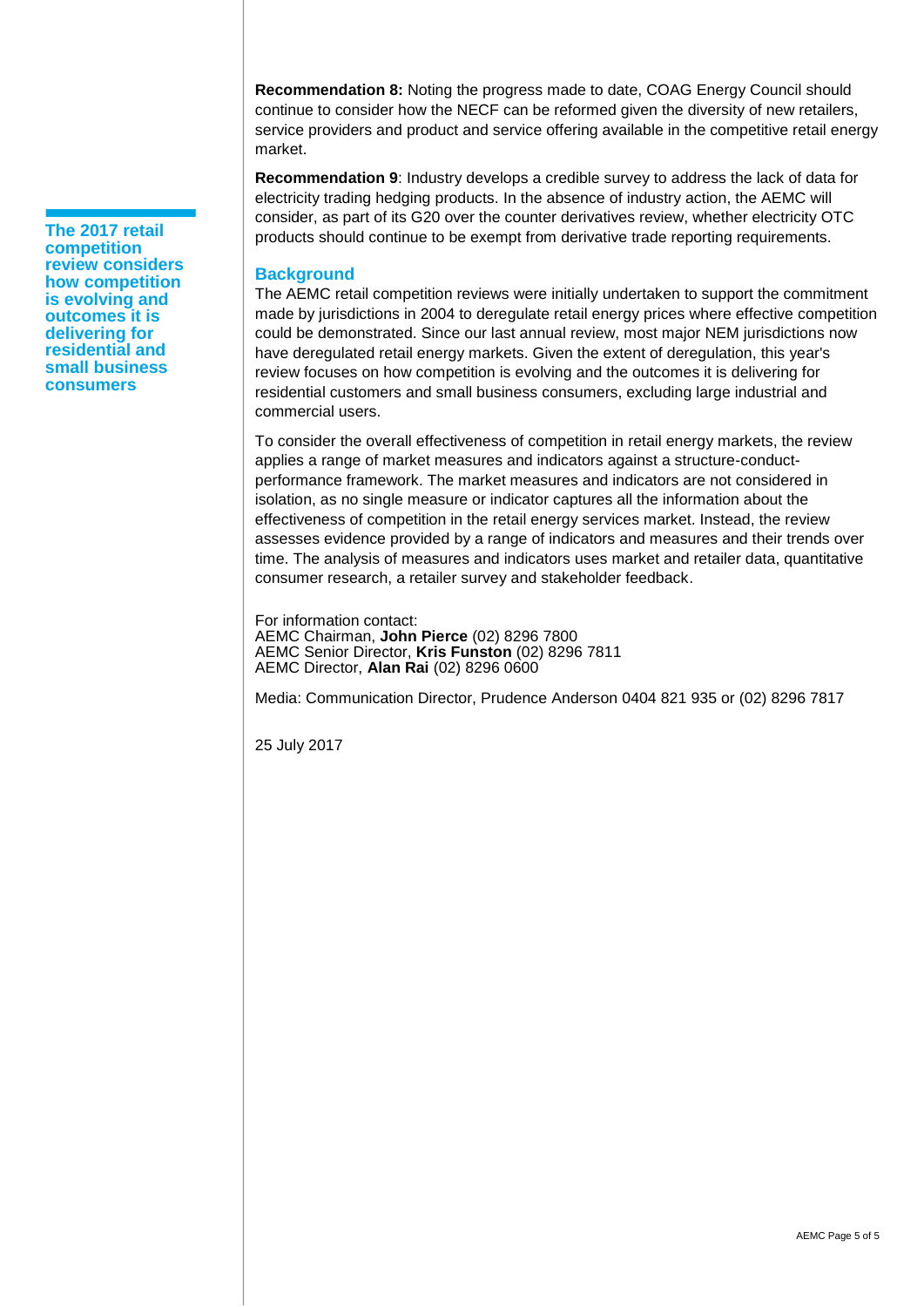**The 2017 retail competition review considers how competition is evolving and outcomes it is delivering for residential and small business consumers**

**Recommendation 8:** Noting the progress made to date, COAG Energy Council should continue to consider how the NECF can be reformed given the diversity of new retailers, service providers and product and service offering available in the competitive retail energy market.

**Recommendation 9**: Industry develops a credible survey to address the lack of data for electricity trading hedging products. In the absence of industry action, the AEMC will consider, as part of its G20 over the counter derivatives review, whether electricity OTC products should continue to be exempt from derivative trade reporting requirements.

## Background

The AEMC retail competition reviews were initially undertaken to support the commitment made by jurisdictions in 2004 to deregulate retail energy prices where effective competition could be demonstrated. Since our last annual review, most major NEM jurisdictions now have deregulated retail energy markets. Given the extent of deregulation, this year's review focuses on how competition is evolving and the outcomes it is delivering for residential customers and small business consumers, excluding large industrial and commercial users.

To consider the overall effectiveness of competition in retail energy markets, the review applies a range of market measures and indicators against a structure-conduct-performance framework. The market measures and indicators are not considered in isolation, as no single measure or indicator captures all the information about the effectiveness of competition in the retail energy services market. Instead, the review assesses evidence provided by a range of indicators and measures and their trends over time. The analysis of measures and indicators uses market and retailer data, quantitative consumer research, a retailer survey and stakeholder feedback.

For information contact:
AEMC Chairman, **John Pierce** (02) 8296 7800
AEMC Senior Director, **Kris Funston** (02) 8296 7811
AEMC Director, **Alan Rai** (02) 8296 0600

Media: Communication Director, Prudence Anderson 0404 821 935 or (02) 8296 7817

25 July 2017